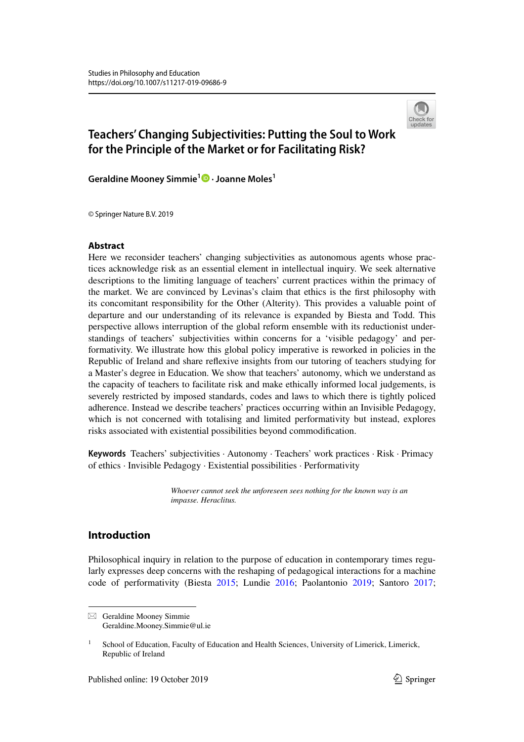Studies in Philosophy and Education
https://doi.org/10.1007/s11217-019-09686-9

# Teachers' Changing Subjectivities: Putting the Soul to Work for the Principle of the Market or for Facilitating Risk?

**Geraldine Mooney Simmie**[1] · **Joanne Moles**[1]

© Springer Nature B.V. 2019

## Abstract

Here we reconsider teachers' changing subjectivities as autonomous agents whose practices acknowledge risk as an essential element in intellectual inquiry. We seek alternative descriptions to the limiting language of teachers' current practices within the primacy of the market. We are convinced by Levinas's claim that ethics is the first philosophy with its concomitant responsibility for the Other (Alterity). This provides a valuable point of departure and our understanding of its relevance is expanded by Biesta and Todd. This perspective allows interruption of the global reform ensemble with its reductionist understandings of teachers' subjectivities within concerns for a 'visible pedagogy' and performativity. We illustrate how this global policy imperative is reworked in policies in the Republic of Ireland and share reflexive insights from our tutoring of teachers studying for a Master's degree in Education. We show that teachers' autonomy, which we understand as the capacity of teachers to facilitate risk and make ethically informed local judgements, is severely restricted by imposed standards, codes and laws to which there is tightly policed adherence. Instead we describe teachers' practices occurring within an Invisible Pedagogy, which is not concerned with totalising and limited performativity but instead, explores risks associated with existential possibilities beyond commodification.

**Keywords** Teachers' subjectivities · Autonomy · Teachers' work practices · Risk · Primacy of ethics · Invisible Pedagogy · Existential possibilities · Performativity

> *Whoever cannot seek the unforeseen sees nothing for the known way is an impasse. Heraclitus.*

## Introduction

Philosophical inquiry in relation to the purpose of education in contemporary times regularly expresses deep concerns with the reshaping of pedagogical interactions for a machine code of performativity (Biesta 2015; Lundie 2016; Paolantonio 2019; Santoro 2017;

---

✉ Geraldine Mooney Simmie
Geraldine.Mooney.Simmie@ul.ie

[1] School of Education, Faculty of Education and Health Sciences, University of Limerick, Limerick, Republic of Ireland

Published online: 19 October 2019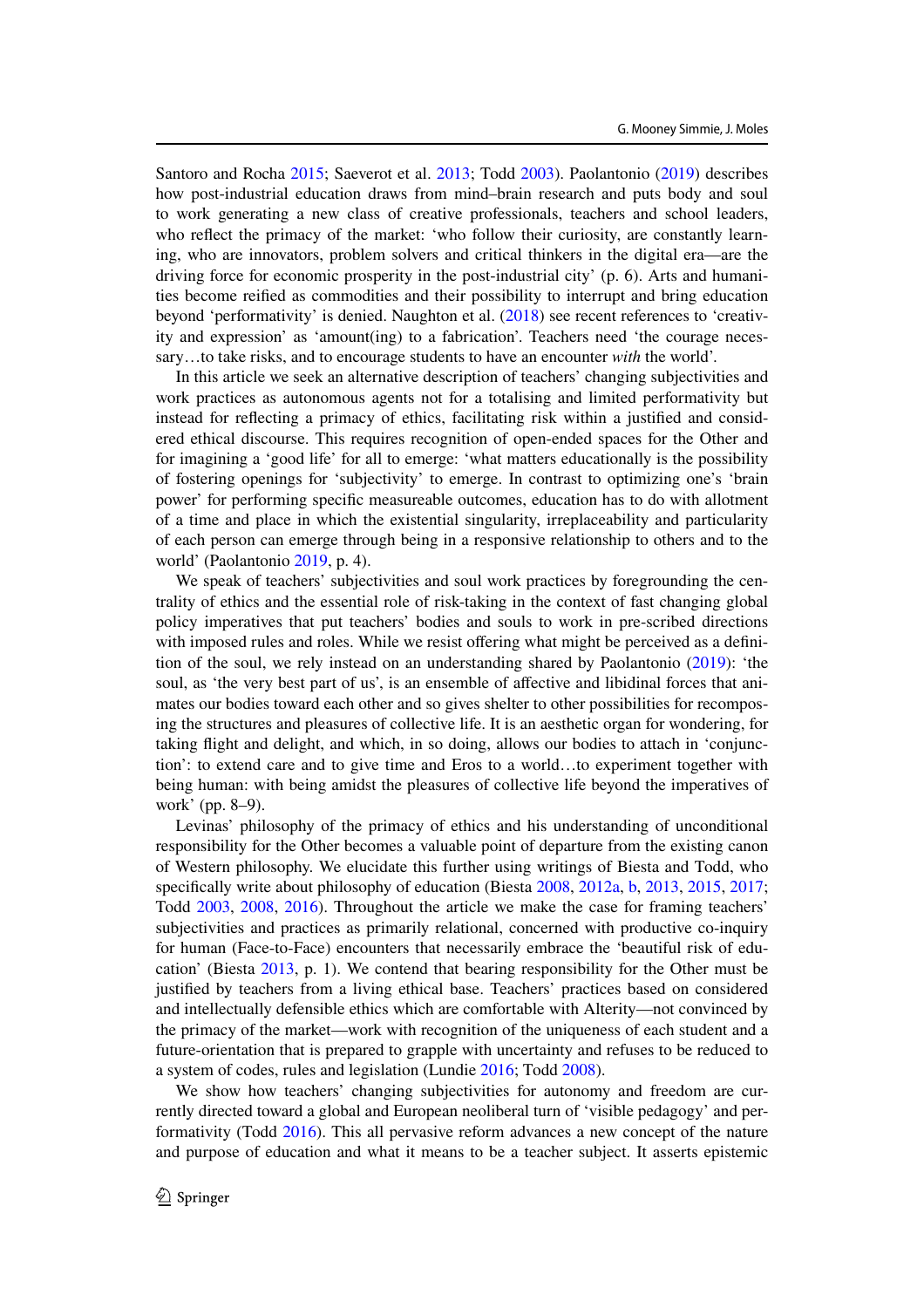Santoro and Rocha 2015; Saeverot et al. 2013; Todd 2003). Paolantonio (2019) describes how post-industrial education draws from mind–brain research and puts body and soul to work generating a new class of creative professionals, teachers and school leaders, who reflect the primacy of the market: 'who follow their curiosity, are constantly learning, who are innovators, problem solvers and critical thinkers in the digital era—are the driving force for economic prosperity in the post-industrial city' (p. 6). Arts and humanities become reified as commodities and their possibility to interrupt and bring education beyond 'performativity' is denied. Naughton et al. (2018) see recent references to 'creativity and expression' as 'amount(ing) to a fabrication'. Teachers need 'the courage necessary…to take risks, and to encourage students to have an encounter *with* the world'.

In this article we seek an alternative description of teachers' changing subjectivities and work practices as autonomous agents not for a totalising and limited performativity but instead for reflecting a primacy of ethics, facilitating risk within a justified and considered ethical discourse. This requires recognition of open-ended spaces for the Other and for imagining a 'good life' for all to emerge: 'what matters educationally is the possibility of fostering openings for 'subjectivity' to emerge. In contrast to optimizing one's 'brain power' for performing specific measureable outcomes, education has to do with allotment of a time and place in which the existential singularity, irreplaceability and particularity of each person can emerge through being in a responsive relationship to others and to the world' (Paolantonio 2019, p. 4).

We speak of teachers' subjectivities and soul work practices by foregrounding the centrality of ethics and the essential role of risk-taking in the context of fast changing global policy imperatives that put teachers' bodies and souls to work in pre-scribed directions with imposed rules and roles. While we resist offering what might be perceived as a definition of the soul, we rely instead on an understanding shared by Paolantonio (2019): 'the soul, as 'the very best part of us', is an ensemble of affective and libidinal forces that animates our bodies toward each other and so gives shelter to other possibilities for recomposing the structures and pleasures of collective life. It is an aesthetic organ for wondering, for taking flight and delight, and which, in so doing, allows our bodies to attach in 'conjunction': to extend care and to give time and Eros to a world…to experiment together with being human: with being amidst the pleasures of collective life beyond the imperatives of work' (pp. 8–9).

Levinas' philosophy of the primacy of ethics and his understanding of unconditional responsibility for the Other becomes a valuable point of departure from the existing canon of Western philosophy. We elucidate this further using writings of Biesta and Todd, who specifically write about philosophy of education (Biesta 2008, 2012a, b, 2013, 2015, 2017; Todd 2003, 2008, 2016). Throughout the article we make the case for framing teachers' subjectivities and practices as primarily relational, concerned with productive co-inquiry for human (Face-to-Face) encounters that necessarily embrace the 'beautiful risk of education' (Biesta 2013, p. 1). We contend that bearing responsibility for the Other must be justified by teachers from a living ethical base. Teachers' practices based on considered and intellectually defensible ethics which are comfortable with Alterity—not convinced by the primacy of the market—work with recognition of the uniqueness of each student and a future-orientation that is prepared to grapple with uncertainty and refuses to be reduced to a system of codes, rules and legislation (Lundie 2016; Todd 2008).

We show how teachers' changing subjectivities for autonomy and freedom are currently directed toward a global and European neoliberal turn of 'visible pedagogy' and performativity (Todd 2016). This all pervasive reform advances a new concept of the nature and purpose of education and what it means to be a teacher subject. It asserts epistemic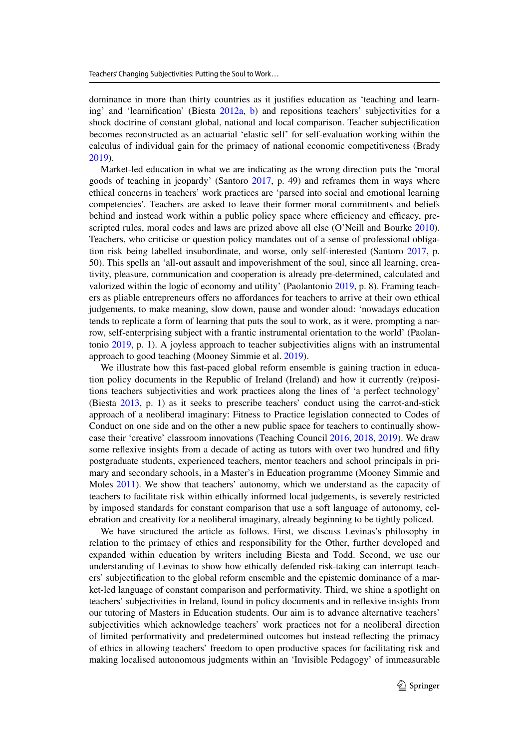dominance in more than thirty countries as it justifies education as 'teaching and learning' and 'learnification' (Biesta 2012a, b) and repositions teachers' subjectivities for a shock doctrine of constant global, national and local comparison. Teacher subjectification becomes reconstructed as an actuarial 'elastic self' for self-evaluation working within the calculus of individual gain for the primacy of national economic competitiveness (Brady 2019).

Market-led education in what we are indicating as the wrong direction puts the 'moral goods of teaching in jeopardy' (Santoro 2017, p. 49) and reframes them in ways where ethical concerns in teachers' work practices are 'parsed into social and emotional learning competencies'. Teachers are asked to leave their former moral commitments and beliefs behind and instead work within a public policy space where efficiency and efficacy, prescripted rules, moral codes and laws are prized above all else (O'Neill and Bourke 2010). Teachers, who criticise or question policy mandates out of a sense of professional obligation risk being labelled insubordinate, and worse, only self-interested (Santoro 2017, p. 50). This spells an 'all-out assault and impoverishment of the soul, since all learning, creativity, pleasure, communication and cooperation is already pre-determined, calculated and valorized within the logic of economy and utility' (Paolantonio 2019, p. 8). Framing teachers as pliable entrepreneurs offers no affordances for teachers to arrive at their own ethical judgements, to make meaning, slow down, pause and wonder aloud: 'nowadays education tends to replicate a form of learning that puts the soul to work, as it were, prompting a narrow, self-enterprising subject with a frantic instrumental orientation to the world' (Paolantonio 2019, p. 1). A joyless approach to teacher subjectivities aligns with an instrumental approach to good teaching (Mooney Simmie et al. 2019).

We illustrate how this fast-paced global reform ensemble is gaining traction in education policy documents in the Republic of Ireland (Ireland) and how it currently (re)positions teachers subjectivities and work practices along the lines of 'a perfect technology' (Biesta 2013, p. 1) as it seeks to prescribe teachers' conduct using the carrot-and-stick approach of a neoliberal imaginary: Fitness to Practice legislation connected to Codes of Conduct on one side and on the other a new public space for teachers to continually showcase their 'creative' classroom innovations (Teaching Council 2016, 2018, 2019). We draw some reflexive insights from a decade of acting as tutors with over two hundred and fifty postgraduate students, experienced teachers, mentor teachers and school principals in primary and secondary schools, in a Master's in Education programme (Mooney Simmie and Moles 2011). We show that teachers' autonomy, which we understand as the capacity of teachers to facilitate risk within ethically informed local judgements, is severely restricted by imposed standards for constant comparison that use a soft language of autonomy, celebration and creativity for a neoliberal imaginary, already beginning to be tightly policed.

We have structured the article as follows. First, we discuss Levinas's philosophy in relation to the primacy of ethics and responsibility for the Other, further developed and expanded within education by writers including Biesta and Todd. Second, we use our understanding of Levinas to show how ethically defended risk-taking can interrupt teachers' subjectification to the global reform ensemble and the epistemic dominance of a market-led language of constant comparison and performativity. Third, we shine a spotlight on teachers' subjectivities in Ireland, found in policy documents and in reflexive insights from our tutoring of Masters in Education students. Our aim is to advance alternative teachers' subjectivities which acknowledge teachers' work practices not for a neoliberal direction of limited performativity and predetermined outcomes but instead reflecting the primacy of ethics in allowing teachers' freedom to open productive spaces for facilitating risk and making localised autonomous judgments within an 'Invisible Pedagogy' of immeasurable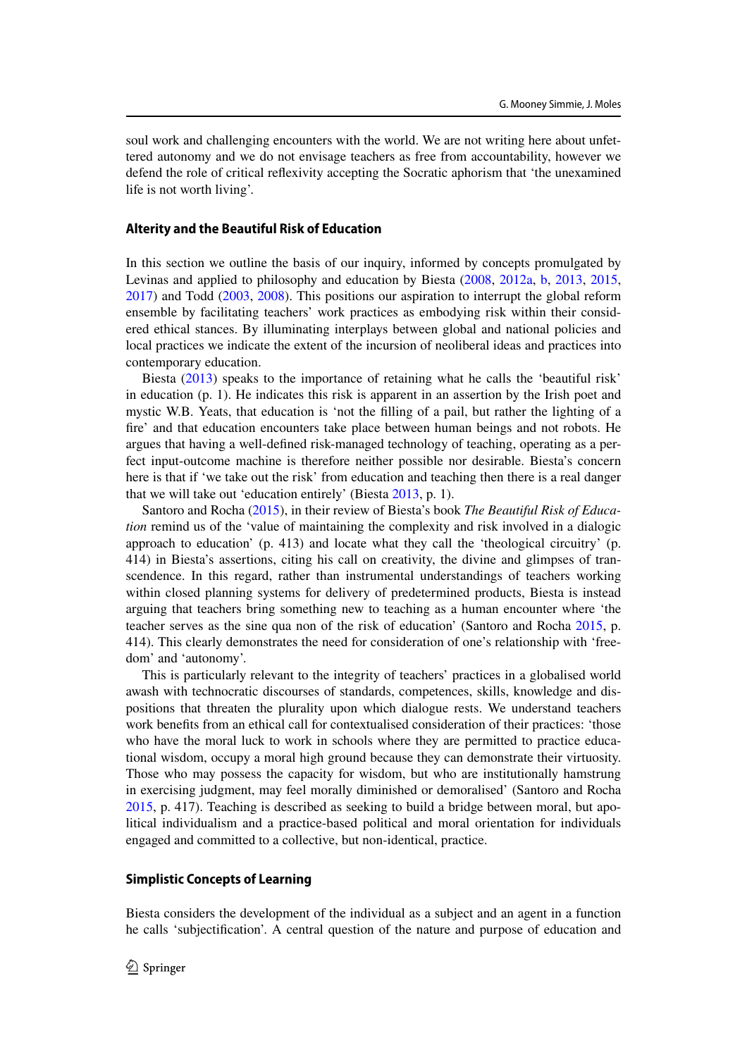soul work and challenging encounters with the world. We are not writing here about unfettered autonomy and we do not envisage teachers as free from accountability, however we defend the role of critical reflexivity accepting the Socratic aphorism that 'the unexamined life is not worth living'.

### Alterity and the Beautiful Risk of Education

In this section we outline the basis of our inquiry, informed by concepts promulgated by Levinas and applied to philosophy and education by Biesta (2008, 2012a, b, 2013, 2015, 2017) and Todd (2003, 2008). This positions our aspiration to interrupt the global reform ensemble by facilitating teachers' work practices as embodying risk within their considered ethical stances. By illuminating interplays between global and national policies and local practices we indicate the extent of the incursion of neoliberal ideas and practices into contemporary education.

Biesta (2013) speaks to the importance of retaining what he calls the 'beautiful risk' in education (p. 1). He indicates this risk is apparent in an assertion by the Irish poet and mystic W.B. Yeats, that education is 'not the filling of a pail, but rather the lighting of a fire' and that education encounters take place between human beings and not robots. He argues that having a well-defined risk-managed technology of teaching, operating as a perfect input-outcome machine is therefore neither possible nor desirable. Biesta's concern here is that if 'we take out the risk' from education and teaching then there is a real danger that we will take out 'education entirely' (Biesta 2013, p. 1).

Santoro and Rocha (2015), in their review of Biesta's book *The Beautiful Risk of Education* remind us of the 'value of maintaining the complexity and risk involved in a dialogic approach to education' (p. 413) and locate what they call the 'theological circuitry' (p. 414) in Biesta's assertions, citing his call on creativity, the divine and glimpses of transcendence. In this regard, rather than instrumental understandings of teachers working within closed planning systems for delivery of predetermined products, Biesta is instead arguing that teachers bring something new to teaching as a human encounter where 'the teacher serves as the sine qua non of the risk of education' (Santoro and Rocha 2015, p. 414). This clearly demonstrates the need for consideration of one's relationship with 'freedom' and 'autonomy'.

This is particularly relevant to the integrity of teachers' practices in a globalised world awash with technocratic discourses of standards, competences, skills, knowledge and dispositions that threaten the plurality upon which dialogue rests. We understand teachers work benefits from an ethical call for contextualised consideration of their practices: 'those who have the moral luck to work in schools where they are permitted to practice educational wisdom, occupy a moral high ground because they can demonstrate their virtuosity. Those who may possess the capacity for wisdom, but who are institutionally hamstrung in exercising judgment, may feel morally diminished or demoralised' (Santoro and Rocha 2015, p. 417). Teaching is described as seeking to build a bridge between moral, but apolitical individualism and a practice-based political and moral orientation for individuals engaged and committed to a collective, but non-identical, practice.

### Simplistic Concepts of Learning

Biesta considers the development of the individual as a subject and an agent in a function he calls 'subjectification'. A central question of the nature and purpose of education and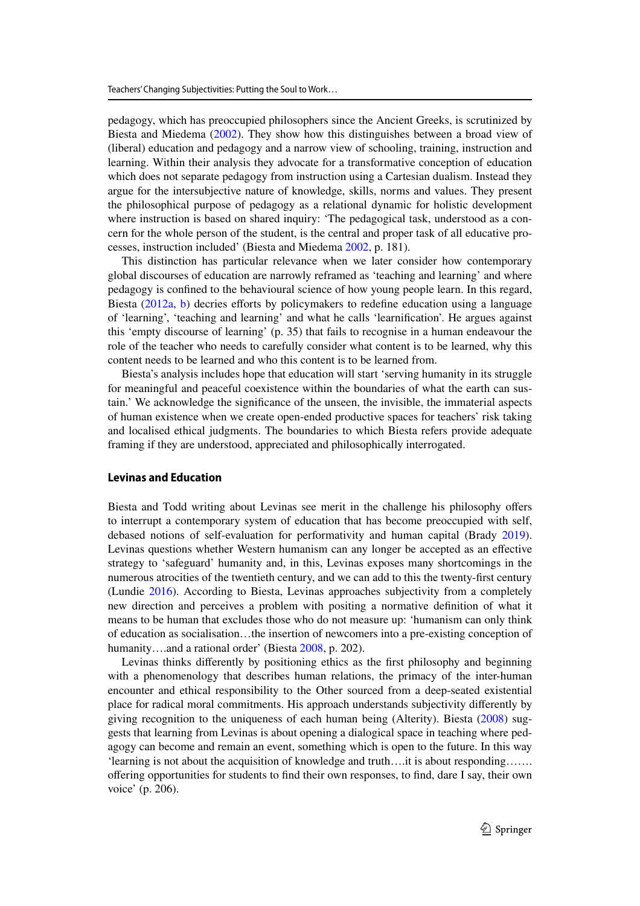pedagogy, which has preoccupied philosophers since the Ancient Greeks, is scrutinized by Biesta and Miedema (2002). They show how this distinguishes between a broad view of (liberal) education and pedagogy and a narrow view of schooling, training, instruction and learning. Within their analysis they advocate for a transformative conception of education which does not separate pedagogy from instruction using a Cartesian dualism. Instead they argue for the intersubjective nature of knowledge, skills, norms and values. They present the philosophical purpose of pedagogy as a relational dynamic for holistic development where instruction is based on shared inquiry: 'The pedagogical task, understood as a concern for the whole person of the student, is the central and proper task of all educative processes, instruction included' (Biesta and Miedema 2002, p. 181).

This distinction has particular relevance when we later consider how contemporary global discourses of education are narrowly reframed as 'teaching and learning' and where pedagogy is confined to the behavioural science of how young people learn. In this regard, Biesta (2012a, b) decries efforts by policymakers to redefine education using a language of 'learning', 'teaching and learning' and what he calls 'learnification'. He argues against this 'empty discourse of learning' (p. 35) that fails to recognise in a human endeavour the role of the teacher who needs to carefully consider what content is to be learned, why this content needs to be learned and who this content is to be learned from.

Biesta's analysis includes hope that education will start 'serving humanity in its struggle for meaningful and peaceful coexistence within the boundaries of what the earth can sustain.' We acknowledge the significance of the unseen, the invisible, the immaterial aspects of human existence when we create open-ended productive spaces for teachers' risk taking and localised ethical judgments. The boundaries to which Biesta refers provide adequate framing if they are understood, appreciated and philosophically interrogated.

## Levinas and Education

Biesta and Todd writing about Levinas see merit in the challenge his philosophy offers to interrupt a contemporary system of education that has become preoccupied with self, debased notions of self-evaluation for performativity and human capital (Brady 2019). Levinas questions whether Western humanism can any longer be accepted as an effective strategy to 'safeguard' humanity and, in this, Levinas exposes many shortcomings in the numerous atrocities of the twentieth century, and we can add to this the twenty-first century (Lundie 2016). According to Biesta, Levinas approaches subjectivity from a completely new direction and perceives a problem with positing a normative definition of what it means to be human that excludes those who do not measure up: 'humanism can only think of education as socialisation…the insertion of newcomers into a pre-existing conception of humanity….and a rational order' (Biesta 2008, p. 202).

Levinas thinks differently by positioning ethics as the first philosophy and beginning with a phenomenology that describes human relations, the primacy of the inter-human encounter and ethical responsibility to the Other sourced from a deep-seated existential place for radical moral commitments. His approach understands subjectivity differently by giving recognition to the uniqueness of each human being (Alterity). Biesta (2008) suggests that learning from Levinas is about opening a dialogical space in teaching where pedagogy can become and remain an event, something which is open to the future. In this way 'learning is not about the acquisition of knowledge and truth….it is about responding……. offering opportunities for students to find their own responses, to find, dare I say, their own voice' (p. 206).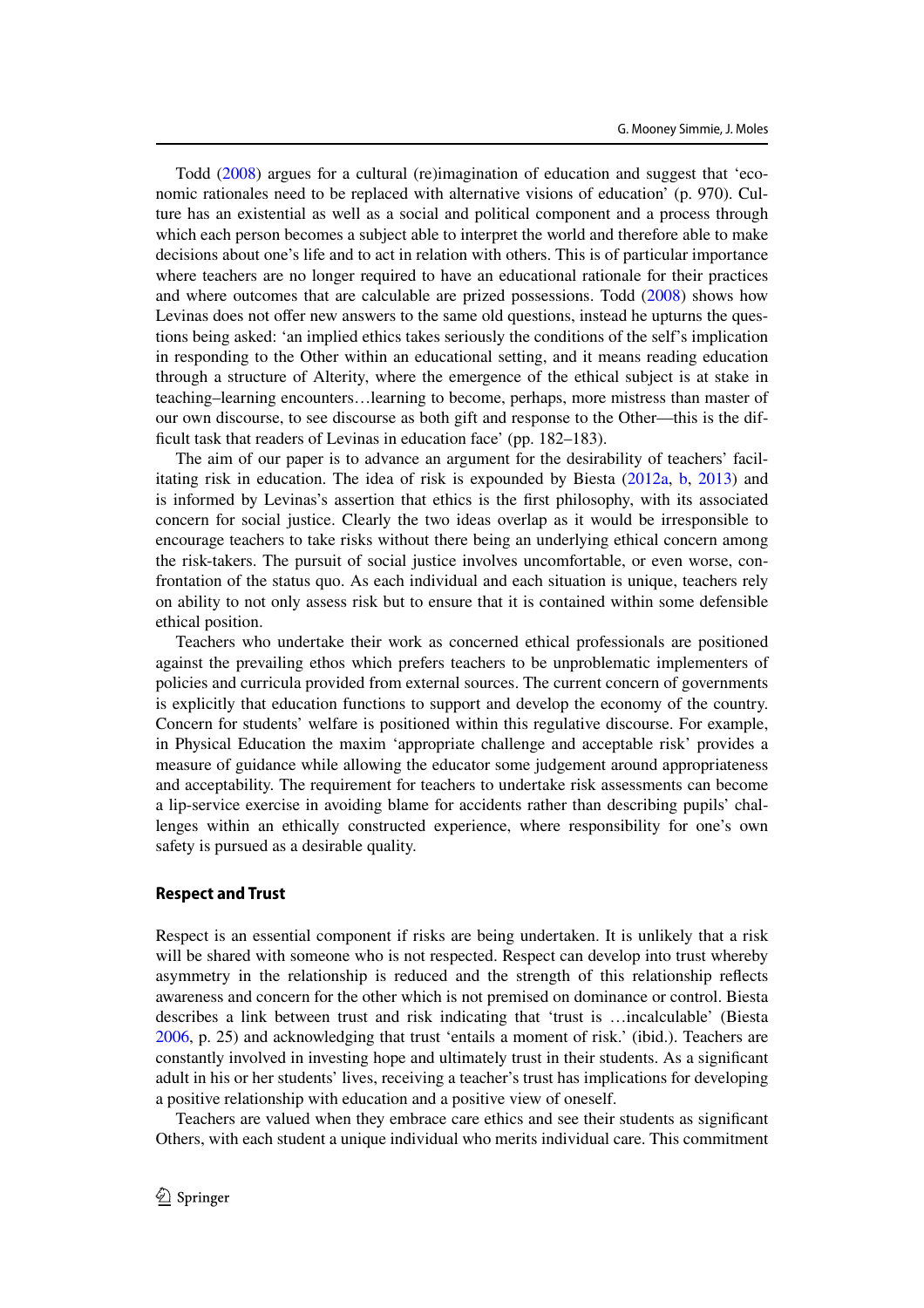Todd (2008) argues for a cultural (re)imagination of education and suggest that 'economic rationales need to be replaced with alternative visions of education' (p. 970). Culture has an existential as well as a social and political component and a process through which each person becomes a subject able to interpret the world and therefore able to make decisions about one's life and to act in relation with others. This is of particular importance where teachers are no longer required to have an educational rationale for their practices and where outcomes that are calculable are prized possessions. Todd (2008) shows how Levinas does not offer new answers to the same old questions, instead he upturns the questions being asked: 'an implied ethics takes seriously the conditions of the self's implication in responding to the Other within an educational setting, and it means reading education through a structure of Alterity, where the emergence of the ethical subject is at stake in teaching–learning encounters…learning to become, perhaps, more mistress than master of our own discourse, to see discourse as both gift and response to the Other—this is the difficult task that readers of Levinas in education face' (pp. 182–183).

The aim of our paper is to advance an argument for the desirability of teachers' facilitating risk in education. The idea of risk is expounded by Biesta (2012a, b, 2013) and is informed by Levinas's assertion that ethics is the first philosophy, with its associated concern for social justice. Clearly the two ideas overlap as it would be irresponsible to encourage teachers to take risks without there being an underlying ethical concern among the risk-takers. The pursuit of social justice involves uncomfortable, or even worse, confrontation of the status quo. As each individual and each situation is unique, teachers rely on ability to not only assess risk but to ensure that it is contained within some defensible ethical position.

Teachers who undertake their work as concerned ethical professionals are positioned against the prevailing ethos which prefers teachers to be unproblematic implementers of policies and curricula provided from external sources. The current concern of governments is explicitly that education functions to support and develop the economy of the country. Concern for students' welfare is positioned within this regulative discourse. For example, in Physical Education the maxim 'appropriate challenge and acceptable risk' provides a measure of guidance while allowing the educator some judgement around appropriateness and acceptability. The requirement for teachers to undertake risk assessments can become a lip-service exercise in avoiding blame for accidents rather than describing pupils' challenges within an ethically constructed experience, where responsibility for one's own safety is pursued as a desirable quality.

### Respect and Trust

Respect is an essential component if risks are being undertaken. It is unlikely that a risk will be shared with someone who is not respected. Respect can develop into trust whereby asymmetry in the relationship is reduced and the strength of this relationship reflects awareness and concern for the other which is not premised on dominance or control. Biesta describes a link between trust and risk indicating that 'trust is …incalculable' (Biesta 2006, p. 25) and acknowledging that trust 'entails a moment of risk.' (ibid.). Teachers are constantly involved in investing hope and ultimately trust in their students. As a significant adult in his or her students' lives, receiving a teacher's trust has implications for developing a positive relationship with education and a positive view of oneself.

Teachers are valued when they embrace care ethics and see their students as significant Others, with each student a unique individual who merits individual care. This commitment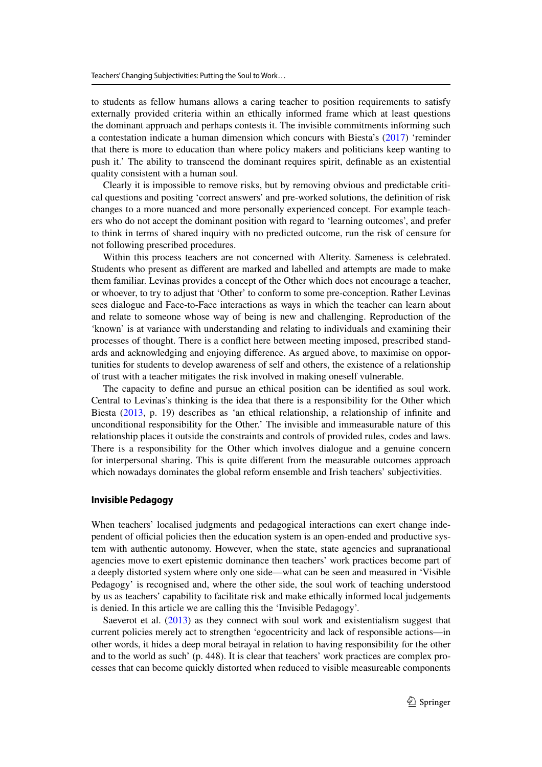to students as fellow humans allows a caring teacher to position requirements to satisfy externally provided criteria within an ethically informed frame which at least questions the dominant approach and perhaps contests it. The invisible commitments informing such a contestation indicate a human dimension which concurs with Biesta's (2017) 'reminder that there is more to education than where policy makers and politicians keep wanting to push it.' The ability to transcend the dominant requires spirit, definable as an existential quality consistent with a human soul.

Clearly it is impossible to remove risks, but by removing obvious and predictable critical questions and positing 'correct answers' and pre-worked solutions, the definition of risk changes to a more nuanced and more personally experienced concept. For example teachers who do not accept the dominant position with regard to 'learning outcomes', and prefer to think in terms of shared inquiry with no predicted outcome, run the risk of censure for not following prescribed procedures.

Within this process teachers are not concerned with Alterity. Sameness is celebrated. Students who present as different are marked and labelled and attempts are made to make them familiar. Levinas provides a concept of the Other which does not encourage a teacher, or whoever, to try to adjust that 'Other' to conform to some pre-conception. Rather Levinas sees dialogue and Face-to-Face interactions as ways in which the teacher can learn about and relate to someone whose way of being is new and challenging. Reproduction of the 'known' is at variance with understanding and relating to individuals and examining their processes of thought. There is a conflict here between meeting imposed, prescribed standards and acknowledging and enjoying difference. As argued above, to maximise on opportunities for students to develop awareness of self and others, the existence of a relationship of trust with a teacher mitigates the risk involved in making oneself vulnerable.

The capacity to define and pursue an ethical position can be identified as soul work. Central to Levinas's thinking is the idea that there is a responsibility for the Other which Biesta (2013, p. 19) describes as 'an ethical relationship, a relationship of infinite and unconditional responsibility for the Other.' The invisible and immeasurable nature of this relationship places it outside the constraints and controls of provided rules, codes and laws. There is a responsibility for the Other which involves dialogue and a genuine concern for interpersonal sharing. This is quite different from the measurable outcomes approach which nowadays dominates the global reform ensemble and Irish teachers' subjectivities.

### Invisible Pedagogy

When teachers' localised judgments and pedagogical interactions can exert change independent of official policies then the education system is an open-ended and productive system with authentic autonomy. However, when the state, state agencies and supranational agencies move to exert epistemic dominance then teachers' work practices become part of a deeply distorted system where only one side—what can be seen and measured in 'Visible Pedagogy' is recognised and, where the other side, the soul work of teaching understood by us as teachers' capability to facilitate risk and make ethically informed local judgements is denied. In this article we are calling this the 'Invisible Pedagogy'.

Saeverot et al. (2013) as they connect with soul work and existentialism suggest that current policies merely act to strengthen 'egocentricity and lack of responsible actions—in other words, it hides a deep moral betrayal in relation to having responsibility for the other and to the world as such' (p. 448). It is clear that teachers' work practices are complex processes that can become quickly distorted when reduced to visible measureable components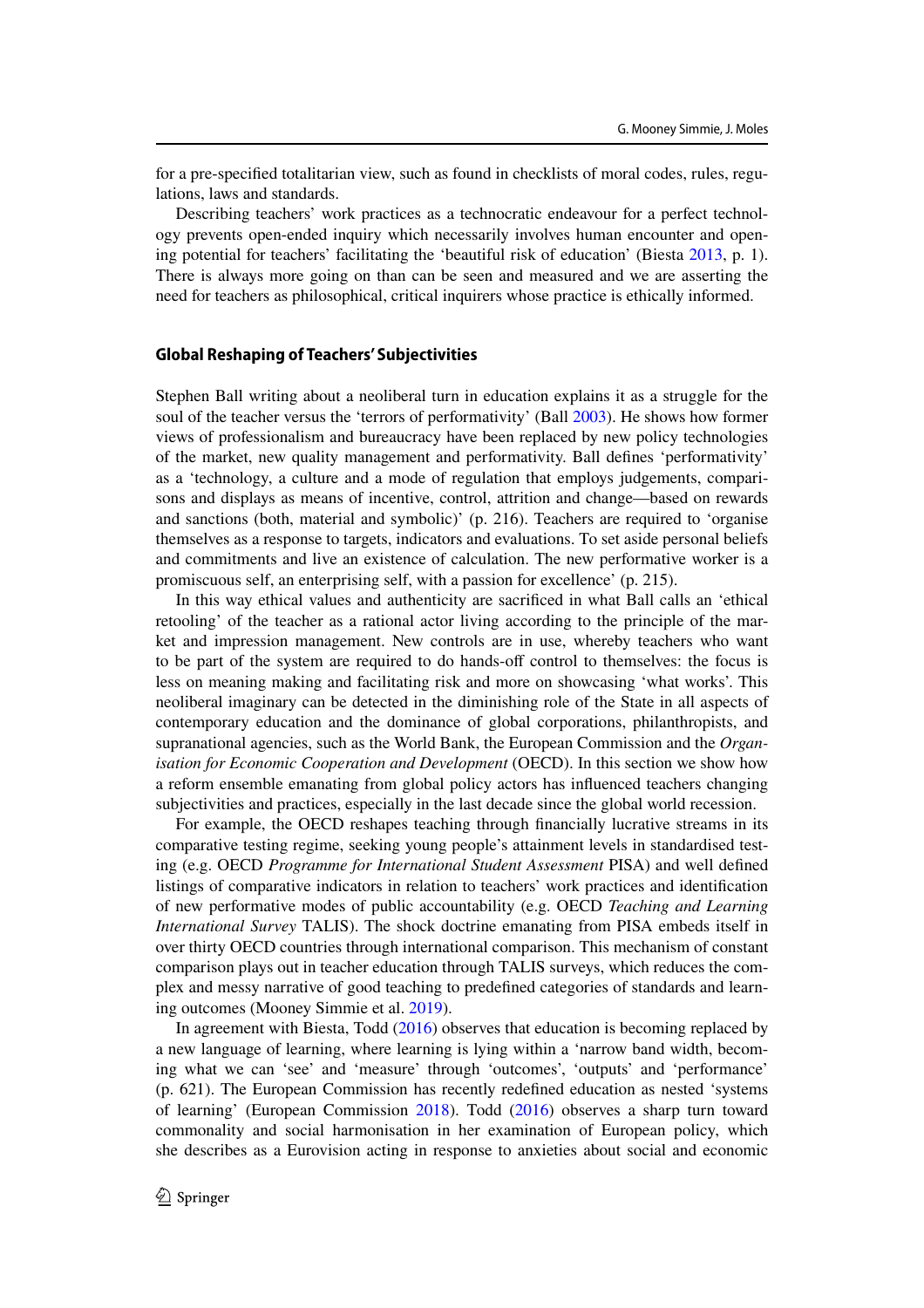for a pre-specified totalitarian view, such as found in checklists of moral codes, rules, regulations, laws and standards.

Describing teachers' work practices as a technocratic endeavour for a perfect technology prevents open-ended inquiry which necessarily involves human encounter and opening potential for teachers' facilitating the 'beautiful risk of education' (Biesta 2013, p. 1). There is always more going on than can be seen and measured and we are asserting the need for teachers as philosophical, critical inquirers whose practice is ethically informed.

## Global Reshaping of Teachers' Subjectivities

Stephen Ball writing about a neoliberal turn in education explains it as a struggle for the soul of the teacher versus the 'terrors of performativity' (Ball 2003). He shows how former views of professionalism and bureaucracy have been replaced by new policy technologies of the market, new quality management and performativity. Ball defines 'performativity' as a 'technology, a culture and a mode of regulation that employs judgements, comparisons and displays as means of incentive, control, attrition and change—based on rewards and sanctions (both, material and symbolic)' (p. 216). Teachers are required to 'organise themselves as a response to targets, indicators and evaluations. To set aside personal beliefs and commitments and live an existence of calculation. The new performative worker is a promiscuous self, an enterprising self, with a passion for excellence' (p. 215).

In this way ethical values and authenticity are sacrificed in what Ball calls an 'ethical retooling' of the teacher as a rational actor living according to the principle of the market and impression management. New controls are in use, whereby teachers who want to be part of the system are required to do hands-off control to themselves: the focus is less on meaning making and facilitating risk and more on showcasing 'what works'. This neoliberal imaginary can be detected in the diminishing role of the State in all aspects of contemporary education and the dominance of global corporations, philanthropists, and supranational agencies, such as the World Bank, the European Commission and the *Organisation for Economic Cooperation and Development* (OECD). In this section we show how a reform ensemble emanating from global policy actors has influenced teachers changing subjectivities and practices, especially in the last decade since the global world recession.

For example, the OECD reshapes teaching through financially lucrative streams in its comparative testing regime, seeking young people's attainment levels in standardised testing (e.g. OECD *Programme for International Student Assessment* PISA) and well defined listings of comparative indicators in relation to teachers' work practices and identification of new performative modes of public accountability (e.g. OECD *Teaching and Learning International Survey* TALIS). The shock doctrine emanating from PISA embeds itself in over thirty OECD countries through international comparison. This mechanism of constant comparison plays out in teacher education through TALIS surveys, which reduces the complex and messy narrative of good teaching to predefined categories of standards and learning outcomes (Mooney Simmie et al. 2019).

In agreement with Biesta, Todd (2016) observes that education is becoming replaced by a new language of learning, where learning is lying within a 'narrow band width, becoming what we can 'see' and 'measure' through 'outcomes', 'outputs' and 'performance' (p. 621). The European Commission has recently redefined education as nested 'systems of learning' (European Commission 2018). Todd (2016) observes a sharp turn toward commonality and social harmonisation in her examination of European policy, which she describes as a Eurovision acting in response to anxieties about social and economic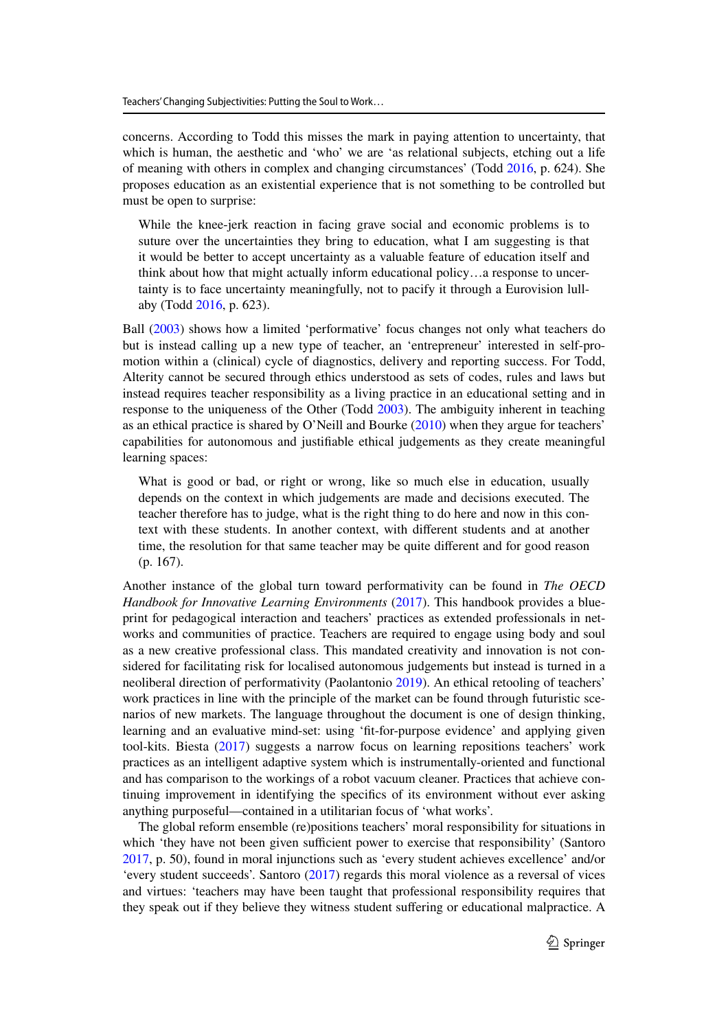concerns. According to Todd this misses the mark in paying attention to uncertainty, that which is human, the aesthetic and 'who' we are 'as relational subjects, etching out a life of meaning with others in complex and changing circumstances' (Todd 2016, p. 624). She proposes education as an existential experience that is not something to be controlled but must be open to surprise:

> While the knee-jerk reaction in facing grave social and economic problems is to suture over the uncertainties they bring to education, what I am suggesting is that it would be better to accept uncertainty as a valuable feature of education itself and think about how that might actually inform educational policy…a response to uncertainty is to face uncertainty meaningfully, not to pacify it through a Eurovision lullaby (Todd 2016, p. 623).

Ball (2003) shows how a limited 'performative' focus changes not only what teachers do but is instead calling up a new type of teacher, an 'entrepreneur' interested in self-promotion within a (clinical) cycle of diagnostics, delivery and reporting success. For Todd, Alterity cannot be secured through ethics understood as sets of codes, rules and laws but instead requires teacher responsibility as a living practice in an educational setting and in response to the uniqueness of the Other (Todd 2003). The ambiguity inherent in teaching as an ethical practice is shared by O'Neill and Bourke (2010) when they argue for teachers' capabilities for autonomous and justifiable ethical judgements as they create meaningful learning spaces:

> What is good or bad, or right or wrong, like so much else in education, usually depends on the context in which judgements are made and decisions executed. The teacher therefore has to judge, what is the right thing to do here and now in this context with these students. In another context, with different students and at another time, the resolution for that same teacher may be quite different and for good reason (p. 167).

Another instance of the global turn toward performativity can be found in *The OECD Handbook for Innovative Learning Environments* (2017). This handbook provides a blueprint for pedagogical interaction and teachers' practices as extended professionals in networks and communities of practice. Teachers are required to engage using body and soul as a new creative professional class. This mandated creativity and innovation is not considered for facilitating risk for localised autonomous judgements but instead is turned in a neoliberal direction of performativity (Paolantonio 2019). An ethical retooling of teachers' work practices in line with the principle of the market can be found through futuristic scenarios of new markets. The language throughout the document is one of design thinking, learning and an evaluative mind-set: using 'fit-for-purpose evidence' and applying given tool-kits. Biesta (2017) suggests a narrow focus on learning repositions teachers' work practices as an intelligent adaptive system which is instrumentally-oriented and functional and has comparison to the workings of a robot vacuum cleaner. Practices that achieve continuing improvement in identifying the specifics of its environment without ever asking anything purposeful—contained in a utilitarian focus of 'what works'.

The global reform ensemble (re)positions teachers' moral responsibility for situations in which 'they have not been given sufficient power to exercise that responsibility' (Santoro 2017, p. 50), found in moral injunctions such as 'every student achieves excellence' and/or 'every student succeeds'. Santoro (2017) regards this moral violence as a reversal of vices and virtues: 'teachers may have been taught that professional responsibility requires that they speak out if they believe they witness student suffering or educational malpractice. A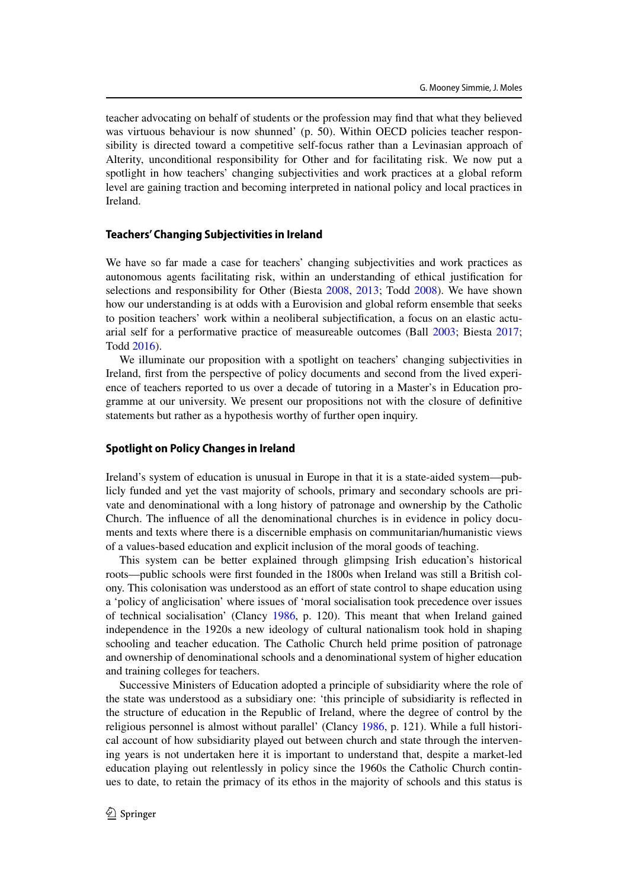teacher advocating on behalf of students or the profession may find that what they believed was virtuous behaviour is now shunned' (p. 50). Within OECD policies teacher responsibility is directed toward a competitive self-focus rather than a Levinasian approach of Alterity, unconditional responsibility for Other and for facilitating risk. We now put a spotlight in how teachers' changing subjectivities and work practices at a global reform level are gaining traction and becoming interpreted in national policy and local practices in Ireland.

### Teachers' Changing Subjectivities in Ireland

We have so far made a case for teachers' changing subjectivities and work practices as autonomous agents facilitating risk, within an understanding of ethical justification for selections and responsibility for Other (Biesta 2008, 2013; Todd 2008). We have shown how our understanding is at odds with a Eurovision and global reform ensemble that seeks to position teachers' work within a neoliberal subjectification, a focus on an elastic actuarial self for a performative practice of measureable outcomes (Ball 2003; Biesta 2017; Todd 2016).

We illuminate our proposition with a spotlight on teachers' changing subjectivities in Ireland, first from the perspective of policy documents and second from the lived experience of teachers reported to us over a decade of tutoring in a Master's in Education programme at our university. We present our propositions not with the closure of definitive statements but rather as a hypothesis worthy of further open inquiry.

### Spotlight on Policy Changes in Ireland

Ireland's system of education is unusual in Europe in that it is a state-aided system—publicly funded and yet the vast majority of schools, primary and secondary schools are private and denominational with a long history of patronage and ownership by the Catholic Church. The influence of all the denominational churches is in evidence in policy documents and texts where there is a discernible emphasis on communitarian/humanistic views of a values-based education and explicit inclusion of the moral goods of teaching.

This system can be better explained through glimpsing Irish education's historical roots—public schools were first founded in the 1800s when Ireland was still a British colony. This colonisation was understood as an effort of state control to shape education using a 'policy of anglicisation' where issues of 'moral socialisation took precedence over issues of technical socialisation' (Clancy 1986, p. 120). This meant that when Ireland gained independence in the 1920s a new ideology of cultural nationalism took hold in shaping schooling and teacher education. The Catholic Church held prime position of patronage and ownership of denominational schools and a denominational system of higher education and training colleges for teachers.

Successive Ministers of Education adopted a principle of subsidiarity where the role of the state was understood as a subsidiary one: 'this principle of subsidiarity is reflected in the structure of education in the Republic of Ireland, where the degree of control by the religious personnel is almost without parallel' (Clancy 1986, p. 121). While a full historical account of how subsidiarity played out between church and state through the intervening years is not undertaken here it is important to understand that, despite a market-led education playing out relentlessly in policy since the 1960s the Catholic Church continues to date, to retain the primacy of its ethos in the majority of schools and this status is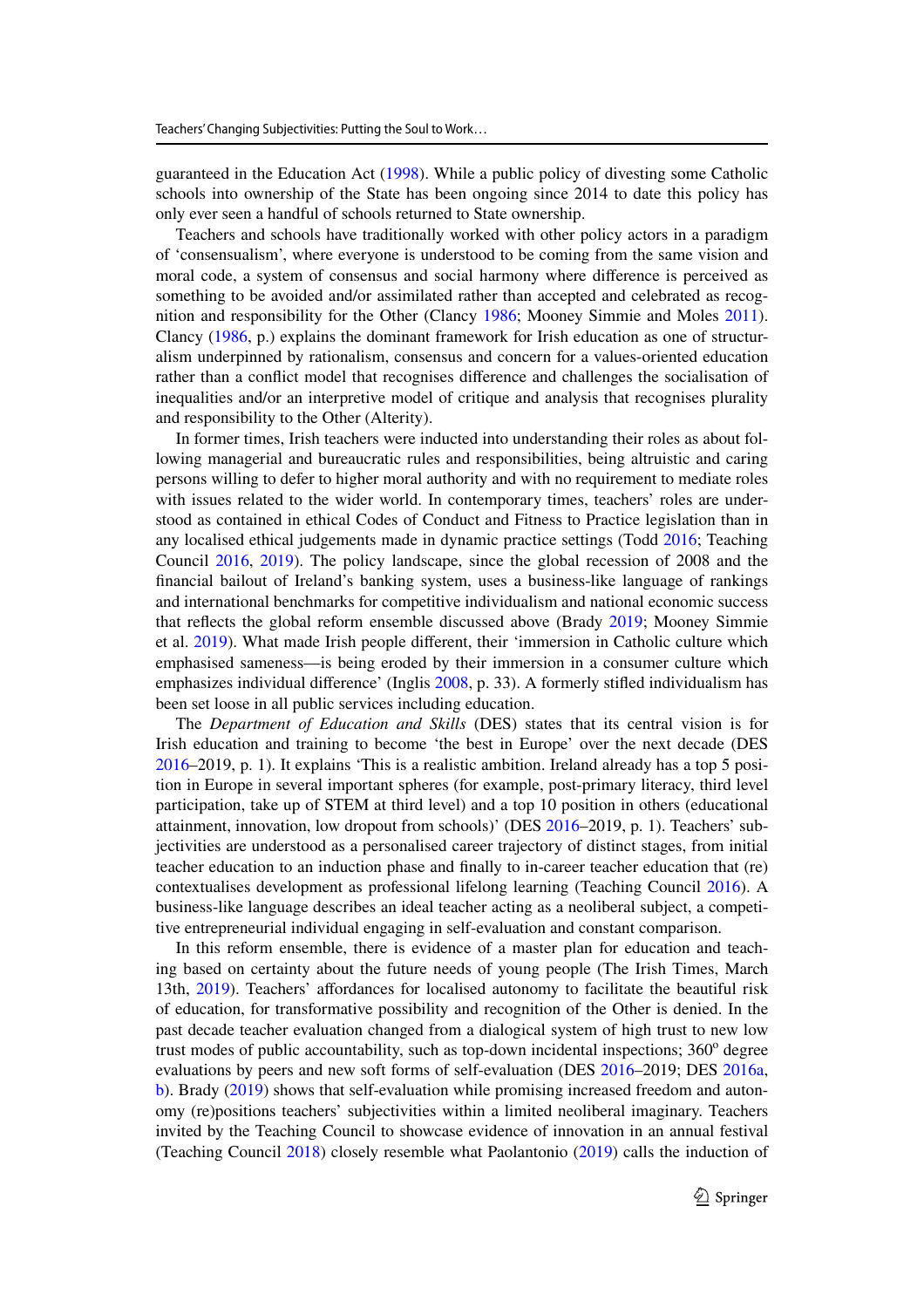guaranteed in the Education Act (1998). While a public policy of divesting some Catholic schools into ownership of the State has been ongoing since 2014 to date this policy has only ever seen a handful of schools returned to State ownership.

Teachers and schools have traditionally worked with other policy actors in a paradigm of 'consensualism', where everyone is understood to be coming from the same vision and moral code, a system of consensus and social harmony where difference is perceived as something to be avoided and/or assimilated rather than accepted and celebrated as recognition and responsibility for the Other (Clancy 1986; Mooney Simmie and Moles 2011). Clancy (1986, p.) explains the dominant framework for Irish education as one of structuralism underpinned by rationalism, consensus and concern for a values-oriented education rather than a conflict model that recognises difference and challenges the socialisation of inequalities and/or an interpretive model of critique and analysis that recognises plurality and responsibility to the Other (Alterity).

In former times, Irish teachers were inducted into understanding their roles as about following managerial and bureaucratic rules and responsibilities, being altruistic and caring persons willing to defer to higher moral authority and with no requirement to mediate roles with issues related to the wider world. In contemporary times, teachers' roles are understood as contained in ethical Codes of Conduct and Fitness to Practice legislation than in any localised ethical judgements made in dynamic practice settings (Todd 2016; Teaching Council 2016, 2019). The policy landscape, since the global recession of 2008 and the financial bailout of Ireland's banking system, uses a business-like language of rankings and international benchmarks for competitive individualism and national economic success that reflects the global reform ensemble discussed above (Brady 2019; Mooney Simmie et al. 2019). What made Irish people different, their 'immersion in Catholic culture which emphasised sameness—is being eroded by their immersion in a consumer culture which emphasizes individual difference' (Inglis 2008, p. 33). A formerly stifled individualism has been set loose in all public services including education.

The *Department of Education and Skills* (DES) states that its central vision is for Irish education and training to become 'the best in Europe' over the next decade (DES 2016–2019, p. 1). It explains 'This is a realistic ambition. Ireland already has a top 5 position in Europe in several important spheres (for example, post-primary literacy, third level participation, take up of STEM at third level) and a top 10 position in others (educational attainment, innovation, low dropout from schools)' (DES 2016–2019, p. 1). Teachers' subjectivities are understood as a personalised career trajectory of distinct stages, from initial teacher education to an induction phase and finally to in-career teacher education that (re) contextualises development as professional lifelong learning (Teaching Council 2016). A business-like language describes an ideal teacher acting as a neoliberal subject, a competitive entrepreneurial individual engaging in self-evaluation and constant comparison.

In this reform ensemble, there is evidence of a master plan for education and teaching based on certainty about the future needs of young people (The Irish Times, March 13th, 2019). Teachers' affordances for localised autonomy to facilitate the beautiful risk of education, for transformative possibility and recognition of the Other is denied. In the past decade teacher evaluation changed from a dialogical system of high trust to new low trust modes of public accountability, such as top-down incidental inspections; 360° degree evaluations by peers and new soft forms of self-evaluation (DES 2016–2019; DES 2016a, b). Brady (2019) shows that self-evaluation while promising increased freedom and autonomy (re)positions teachers' subjectivities within a limited neoliberal imaginary. Teachers invited by the Teaching Council to showcase evidence of innovation in an annual festival (Teaching Council 2018) closely resemble what Paolantonio (2019) calls the induction of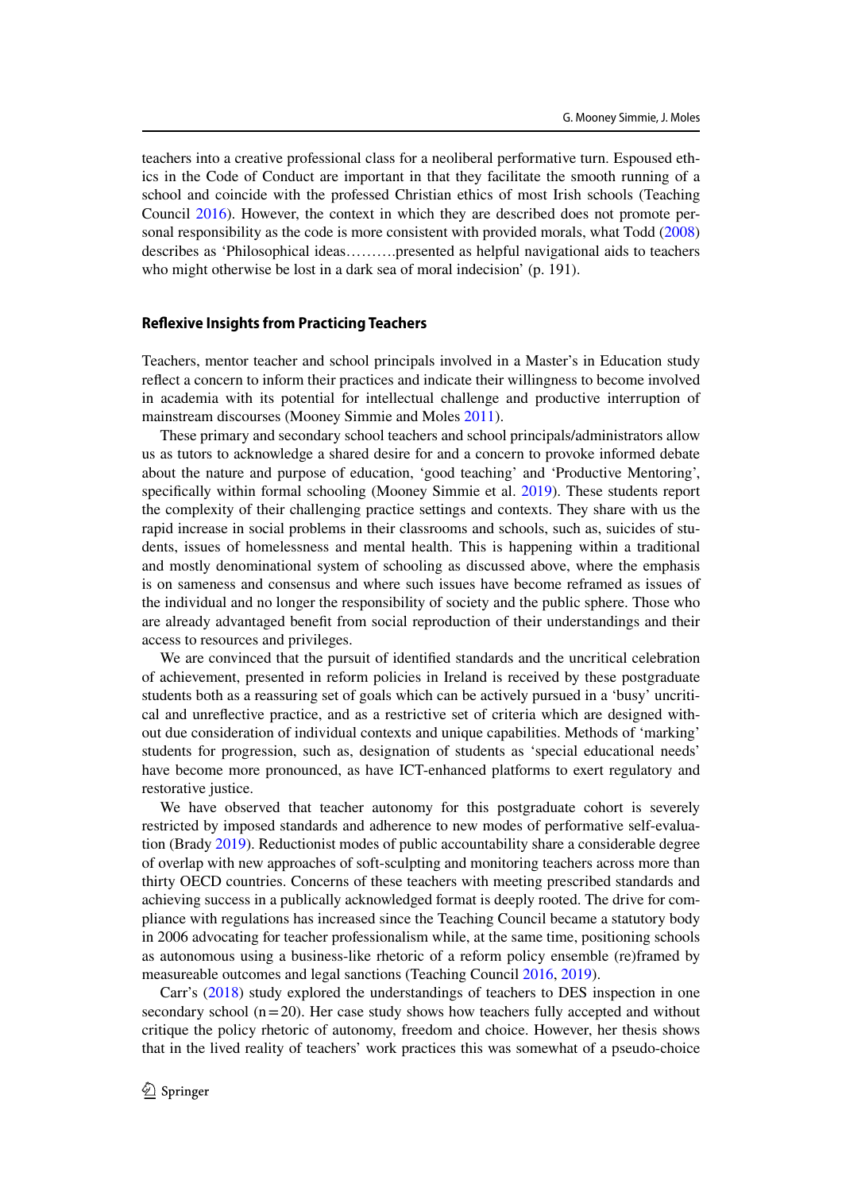teachers into a creative professional class for a neoliberal performative turn. Espoused ethics in the Code of Conduct are important in that they facilitate the smooth running of a school and coincide with the professed Christian ethics of most Irish schools (Teaching Council 2016). However, the context in which they are described does not promote personal responsibility as the code is more consistent with provided morals, what Todd (2008) describes as 'Philosophical ideas……….presented as helpful navigational aids to teachers who might otherwise be lost in a dark sea of moral indecision' (p. 191).

### Reflexive Insights from Practicing Teachers

Teachers, mentor teacher and school principals involved in a Master's in Education study reflect a concern to inform their practices and indicate their willingness to become involved in academia with its potential for intellectual challenge and productive interruption of mainstream discourses (Mooney Simmie and Moles 2011).

These primary and secondary school teachers and school principals/administrators allow us as tutors to acknowledge a shared desire for and a concern to provoke informed debate about the nature and purpose of education, 'good teaching' and 'Productive Mentoring', specifically within formal schooling (Mooney Simmie et al. 2019). These students report the complexity of their challenging practice settings and contexts. They share with us the rapid increase in social problems in their classrooms and schools, such as, suicides of students, issues of homelessness and mental health. This is happening within a traditional and mostly denominational system of schooling as discussed above, where the emphasis is on sameness and consensus and where such issues have become reframed as issues of the individual and no longer the responsibility of society and the public sphere. Those who are already advantaged benefit from social reproduction of their understandings and their access to resources and privileges.

We are convinced that the pursuit of identified standards and the uncritical celebration of achievement, presented in reform policies in Ireland is received by these postgraduate students both as a reassuring set of goals which can be actively pursued in a 'busy' uncritical and unreflective practice, and as a restrictive set of criteria which are designed without due consideration of individual contexts and unique capabilities. Methods of 'marking' students for progression, such as, designation of students as 'special educational needs' have become more pronounced, as have ICT-enhanced platforms to exert regulatory and restorative justice.

We have observed that teacher autonomy for this postgraduate cohort is severely restricted by imposed standards and adherence to new modes of performative self-evaluation (Brady 2019). Reductionist modes of public accountability share a considerable degree of overlap with new approaches of soft-sculpting and monitoring teachers across more than thirty OECD countries. Concerns of these teachers with meeting prescribed standards and achieving success in a publically acknowledged format is deeply rooted. The drive for compliance with regulations has increased since the Teaching Council became a statutory body in 2006 advocating for teacher professionalism while, at the same time, positioning schools as autonomous using a business-like rhetoric of a reform policy ensemble (re)framed by measureable outcomes and legal sanctions (Teaching Council 2016, 2019).

Carr's (2018) study explored the understandings of teachers to DES inspection in one secondary school (n = 20). Her case study shows how teachers fully accepted and without critique the policy rhetoric of autonomy, freedom and choice. However, her thesis shows that in the lived reality of teachers' work practices this was somewhat of a pseudo-choice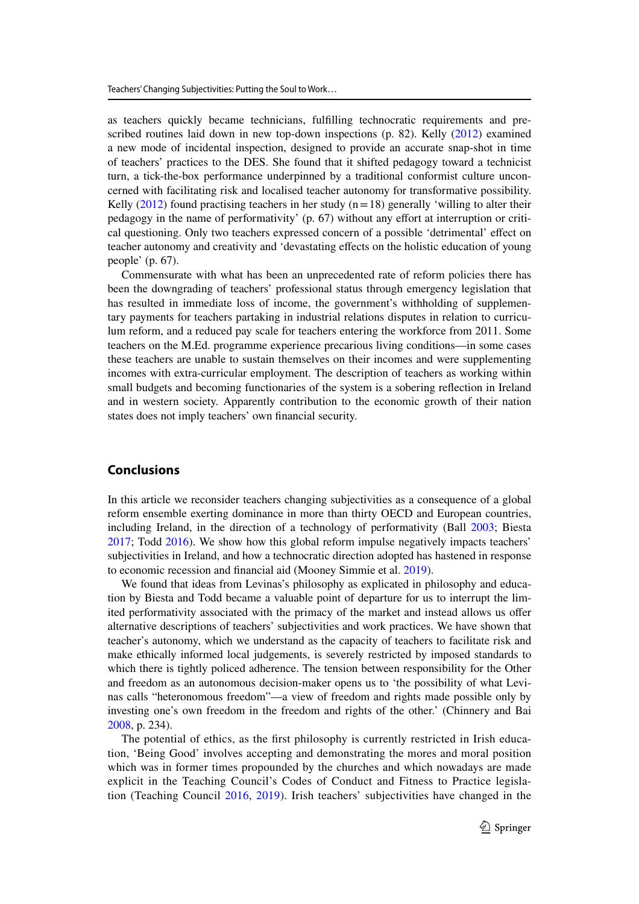as teachers quickly became technicians, fulfilling technocratic requirements and prescribed routines laid down in new top-down inspections (p. 82). Kelly (2012) examined a new mode of incidental inspection, designed to provide an accurate snap-shot in time of teachers' practices to the DES. She found that it shifted pedagogy toward a technicist turn, a tick-the-box performance underpinned by a traditional conformist culture unconcerned with facilitating risk and localised teacher autonomy for transformative possibility. Kelly (2012) found practising teachers in her study (n = 18) generally 'willing to alter their pedagogy in the name of performativity' (p. 67) without any effort at interruption or critical questioning. Only two teachers expressed concern of a possible 'detrimental' effect on teacher autonomy and creativity and 'devastating effects on the holistic education of young people' (p. 67).

Commensurate with what has been an unprecedented rate of reform policies there has been the downgrading of teachers' professional status through emergency legislation that has resulted in immediate loss of income, the government's withholding of supplementary payments for teachers partaking in industrial relations disputes in relation to curriculum reform, and a reduced pay scale for teachers entering the workforce from 2011. Some teachers on the M.Ed. programme experience precarious living conditions—in some cases these teachers are unable to sustain themselves on their incomes and were supplementing incomes with extra-curricular employment. The description of teachers as working within small budgets and becoming functionaries of the system is a sobering reflection in Ireland and in western society. Apparently contribution to the economic growth of their nation states does not imply teachers' own financial security.

## Conclusions

In this article we reconsider teachers changing subjectivities as a consequence of a global reform ensemble exerting dominance in more than thirty OECD and European countries, including Ireland, in the direction of a technology of performativity (Ball 2003; Biesta 2017; Todd 2016). We show how this global reform impulse negatively impacts teachers' subjectivities in Ireland, and how a technocratic direction adopted has hastened in response to economic recession and financial aid (Mooney Simmie et al. 2019).

We found that ideas from Levinas's philosophy as explicated in philosophy and education by Biesta and Todd became a valuable point of departure for us to interrupt the limited performativity associated with the primacy of the market and instead allows us offer alternative descriptions of teachers' subjectivities and work practices. We have shown that teacher's autonomy, which we understand as the capacity of teachers to facilitate risk and make ethically informed local judgements, is severely restricted by imposed standards to which there is tightly policed adherence. The tension between responsibility for the Other and freedom as an autonomous decision-maker opens us to 'the possibility of what Levinas calls "heteronomous freedom"—a view of freedom and rights made possible only by investing one's own freedom in the freedom and rights of the other.' (Chinnery and Bai 2008, p. 234).

The potential of ethics, as the first philosophy is currently restricted in Irish education, 'Being Good' involves accepting and demonstrating the mores and moral position which was in former times propounded by the churches and which nowadays are made explicit in the Teaching Council's Codes of Conduct and Fitness to Practice legislation (Teaching Council 2016, 2019). Irish teachers' subjectivities have changed in the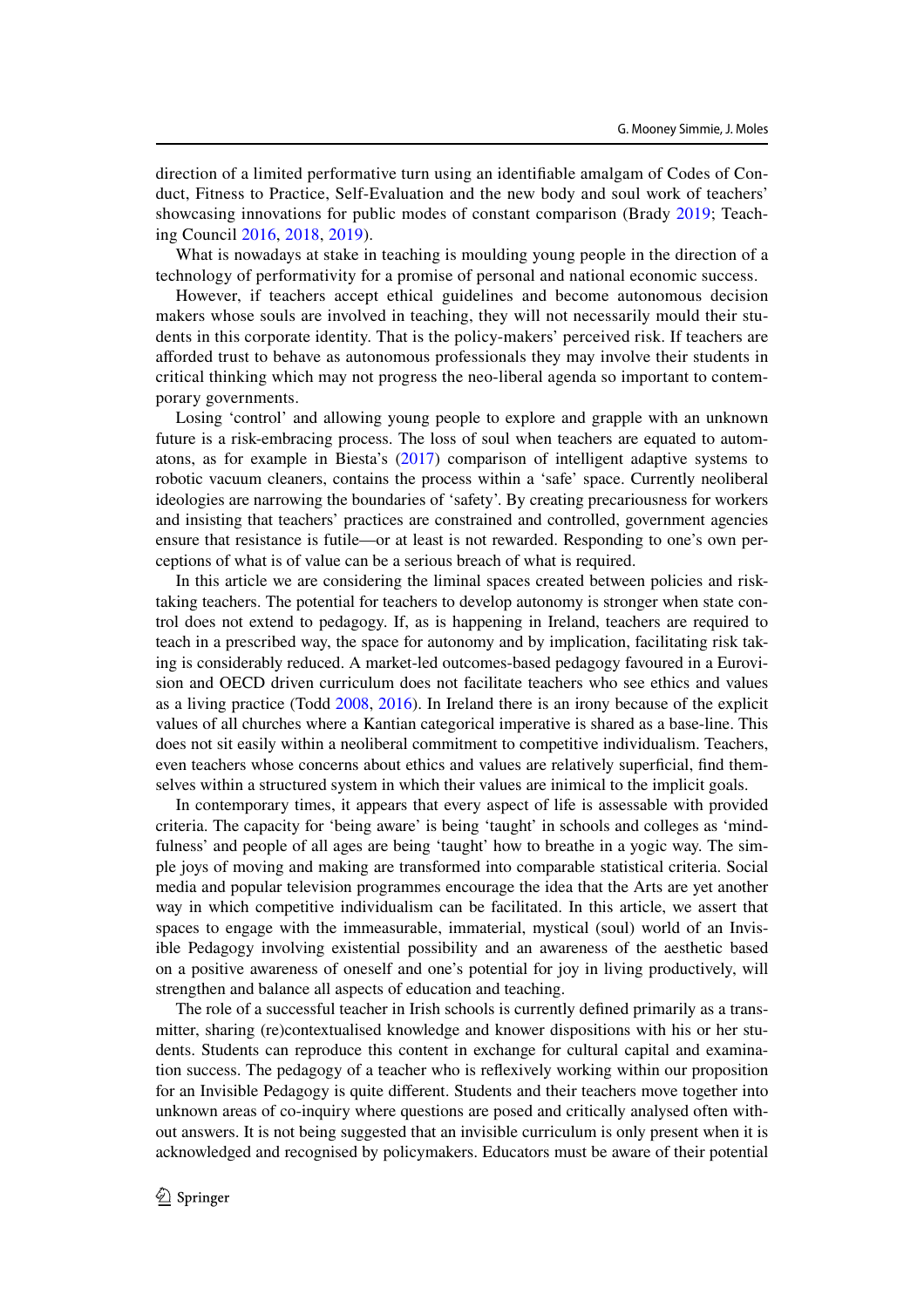direction of a limited performative turn using an identifiable amalgam of Codes of Conduct, Fitness to Practice, Self-Evaluation and the new body and soul work of teachers' showcasing innovations for public modes of constant comparison (Brady 2019; Teaching Council 2016, 2018, 2019).

What is nowadays at stake in teaching is moulding young people in the direction of a technology of performativity for a promise of personal and national economic success.

However, if teachers accept ethical guidelines and become autonomous decision makers whose souls are involved in teaching, they will not necessarily mould their students in this corporate identity. That is the policy-makers' perceived risk. If teachers are afforded trust to behave as autonomous professionals they may involve their students in critical thinking which may not progress the neo-liberal agenda so important to contemporary governments.

Losing 'control' and allowing young people to explore and grapple with an unknown future is a risk-embracing process. The loss of soul when teachers are equated to automatons, as for example in Biesta's (2017) comparison of intelligent adaptive systems to robotic vacuum cleaners, contains the process within a 'safe' space. Currently neoliberal ideologies are narrowing the boundaries of 'safety'. By creating precariousness for workers and insisting that teachers' practices are constrained and controlled, government agencies ensure that resistance is futile—or at least is not rewarded. Responding to one's own perceptions of what is of value can be a serious breach of what is required.

In this article we are considering the liminal spaces created between policies and risk-taking teachers. The potential for teachers to develop autonomy is stronger when state control does not extend to pedagogy. If, as is happening in Ireland, teachers are required to teach in a prescribed way, the space for autonomy and by implication, facilitating risk taking is considerably reduced. A market-led outcomes-based pedagogy favoured in a Eurovision and OECD driven curriculum does not facilitate teachers who see ethics and values as a living practice (Todd 2008, 2016). In Ireland there is an irony because of the explicit values of all churches where a Kantian categorical imperative is shared as a base-line. This does not sit easily within a neoliberal commitment to competitive individualism. Teachers, even teachers whose concerns about ethics and values are relatively superficial, find themselves within a structured system in which their values are inimical to the implicit goals.

In contemporary times, it appears that every aspect of life is assessable with provided criteria. The capacity for 'being aware' is being 'taught' in schools and colleges as 'mindfulness' and people of all ages are being 'taught' how to breathe in a yogic way. The simple joys of moving and making are transformed into comparable statistical criteria. Social media and popular television programmes encourage the idea that the Arts are yet another way in which competitive individualism can be facilitated. In this article, we assert that spaces to engage with the immeasurable, immaterial, mystical (soul) world of an Invisible Pedagogy involving existential possibility and an awareness of the aesthetic based on a positive awareness of oneself and one's potential for joy in living productively, will strengthen and balance all aspects of education and teaching.

The role of a successful teacher in Irish schools is currently defined primarily as a transmitter, sharing (re)contextualised knowledge and knower dispositions with his or her students. Students can reproduce this content in exchange for cultural capital and examination success. The pedagogy of a teacher who is reflexively working within our proposition for an Invisible Pedagogy is quite different. Students and their teachers move together into unknown areas of co-inquiry where questions are posed and critically analysed often without answers. It is not being suggested that an invisible curriculum is only present when it is acknowledged and recognised by policymakers. Educators must be aware of their potential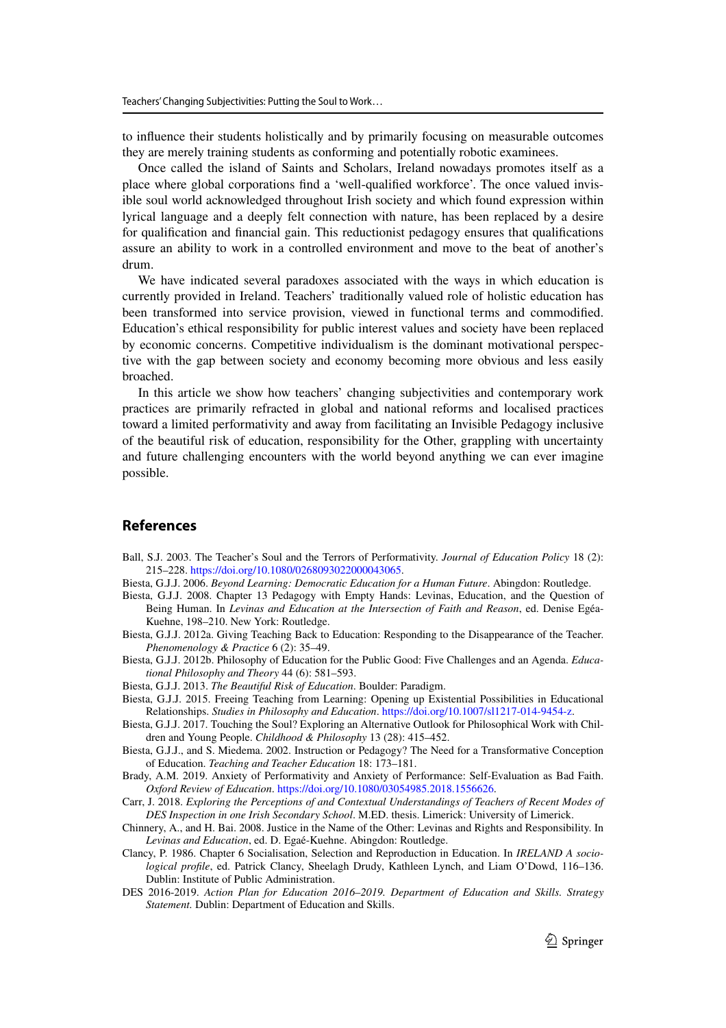to influence their students holistically and by primarily focusing on measurable outcomes they are merely training students as conforming and potentially robotic examinees.

Once called the island of Saints and Scholars, Ireland nowadays promotes itself as a place where global corporations find a 'well-qualified workforce'. The once valued invisible soul world acknowledged throughout Irish society and which found expression within lyrical language and a deeply felt connection with nature, has been replaced by a desire for qualification and financial gain. This reductionist pedagogy ensures that qualifications assure an ability to work in a controlled environment and move to the beat of another's drum.

We have indicated several paradoxes associated with the ways in which education is currently provided in Ireland. Teachers' traditionally valued role of holistic education has been transformed into service provision, viewed in functional terms and commodified. Education's ethical responsibility for public interest values and society have been replaced by economic concerns. Competitive individualism is the dominant motivational perspective with the gap between society and economy becoming more obvious and less easily broached.

In this article we show how teachers' changing subjectivities and contemporary work practices are primarily refracted in global and national reforms and localised practices toward a limited performativity and away from facilitating an Invisible Pedagogy inclusive of the beautiful risk of education, responsibility for the Other, grappling with uncertainty and future challenging encounters with the world beyond anything we can ever imagine possible.

## References

Ball, S.J. 2003. The Teacher's Soul and the Terrors of Performativity. *Journal of Education Policy* 18 (2): 215–228. https://doi.org/10.1080/0268093022000043065.

Biesta, G.J.J. 2006. *Beyond Learning: Democratic Education for a Human Future*. Abingdon: Routledge.

Biesta, G.J.J. 2008. Chapter 13 Pedagogy with Empty Hands: Levinas, Education, and the Question of Being Human. In *Levinas and Education at the Intersection of Faith and Reason*, ed. Denise Egéa-Kuehne, 198–210. New York: Routledge.

Biesta, G.J.J. 2012a. Giving Teaching Back to Education: Responding to the Disappearance of the Teacher. *Phenomenology & Practice* 6 (2): 35–49.

Biesta, G.J.J. 2012b. Philosophy of Education for the Public Good: Five Challenges and an Agenda. *Educational Philosophy and Theory* 44 (6): 581–593.

Biesta, G.J.J. 2013. *The Beautiful Risk of Education*. Boulder: Paradigm.

Biesta, G.J.J. 2015. Freeing Teaching from Learning: Opening up Existential Possibilities in Educational Relationships. *Studies in Philosophy and Education*. https://doi.org/10.1007/sl1217-014-9454-z.

Biesta, G.J.J. 2017. Touching the Soul? Exploring an Alternative Outlook for Philosophical Work with Children and Young People. *Childhood & Philosophy* 13 (28): 415–452.

Biesta, G.J.J., and S. Miedema. 2002. Instruction or Pedagogy? The Need for a Transformative Conception of Education. *Teaching and Teacher Education* 18: 173–181.

Brady, A.M. 2019. Anxiety of Performativity and Anxiety of Performance: Self-Evaluation as Bad Faith. *Oxford Review of Education*. https://doi.org/10.1080/03054985.2018.1556626.

Carr, J. 2018. *Exploring the Perceptions of and Contextual Understandings of Teachers of Recent Modes of DES Inspection in one Irish Secondary School*. M.ED. thesis. Limerick: University of Limerick.

Chinnery, A., and H. Bai. 2008. Justice in the Name of the Other: Levinas and Rights and Responsibility. In *Levinas and Education*, ed. D. Egaé-Kuehne. Abingdon: Routledge.

Clancy, P. 1986. Chapter 6 Socialisation, Selection and Reproduction in Education. In *IRELAND A sociological profile*, ed. Patrick Clancy, Sheelagh Drudy, Kathleen Lynch, and Liam O'Dowd, 116–136. Dublin: Institute of Public Administration.

DES 2016-2019. *Action Plan for Education 2016–2019. Department of Education and Skills. Strategy Statement*. Dublin: Department of Education and Skills.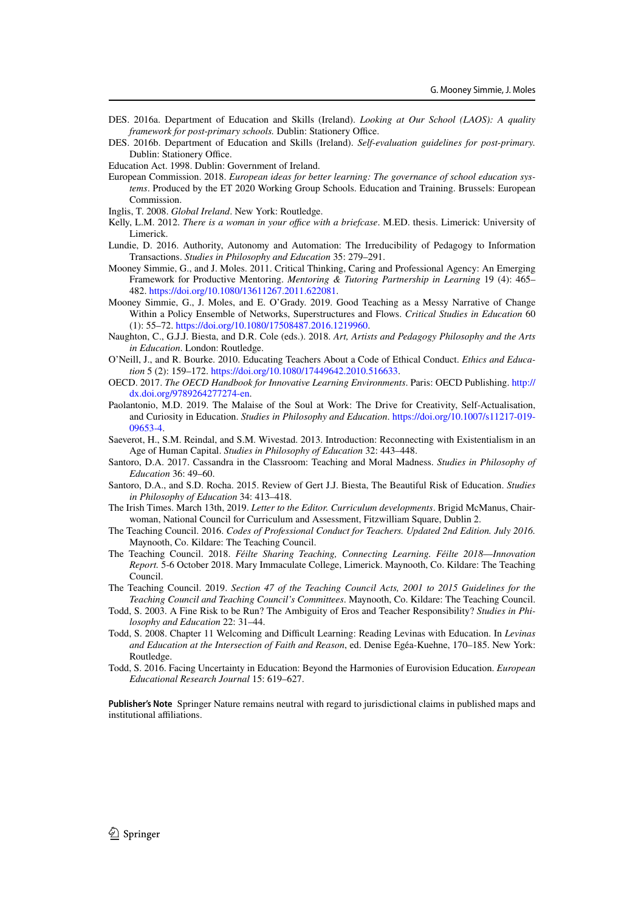DES. 2016a. Department of Education and Skills (Ireland). *Looking at Our School (LAOS): A quality framework for post-primary schools.* Dublin: Stationery Office.

DES. 2016b. Department of Education and Skills (Ireland). *Self-evaluation guidelines for post-primary.* Dublin: Stationery Office.

Education Act. 1998. Dublin: Government of Ireland.

European Commission. 2018. *European ideas for better learning: The governance of school education systems*. Produced by the ET 2020 Working Group Schools. Education and Training. Brussels: European Commission.

Inglis, T. 2008. *Global Ireland*. New York: Routledge.

Kelly, L.M. 2012. *There is a woman in your office with a briefcase*. M.ED. thesis. Limerick: University of Limerick.

Lundie, D. 2016. Authority, Autonomy and Automation: The Irreducibility of Pedagogy to Information Transactions. *Studies in Philosophy and Education* 35: 279–291.

Mooney Simmie, G., and J. Moles. 2011. Critical Thinking, Caring and Professional Agency: An Emerging Framework for Productive Mentoring. *Mentoring & Tutoring Partnership in Learning* 19 (4): 465–482. https://doi.org/10.1080/13611267.2011.622081.

Mooney Simmie, G., J. Moles, and E. O'Grady. 2019. Good Teaching as a Messy Narrative of Change Within a Policy Ensemble of Networks, Superstructures and Flows. *Critical Studies in Education* 60 (1): 55–72. https://doi.org/10.1080/17508487.2016.1219960.

Naughton, C., G.J.J. Biesta, and D.R. Cole (eds.). 2018. *Art, Artists and Pedagogy Philosophy and the Arts in Education*. London: Routledge.

O'Neill, J., and R. Bourke. 2010. Educating Teachers About a Code of Ethical Conduct. *Ethics and Education* 5 (2): 159–172. https://doi.org/10.1080/17449642.2010.516633.

OECD. 2017. *The OECD Handbook for Innovative Learning Environments*. Paris: OECD Publishing. http://dx.doi.org/9789264277274-en.

Paolantonio, M.D. 2019. The Malaise of the Soul at Work: The Drive for Creativity, Self-Actualisation, and Curiosity in Education. *Studies in Philosophy and Education*. https://doi.org/10.1007/s11217-019-09653-4.

Saeverot, H., S.M. Reindal, and S.M. Wivestad. 2013. Introduction: Reconnecting with Existentialism in an Age of Human Capital. *Studies in Philosophy of Education* 32: 443–448.

Santoro, D.A. 2017. Cassandra in the Classroom: Teaching and Moral Madness. *Studies in Philosophy of Education* 36: 49–60.

Santoro, D.A., and S.D. Rocha. 2015. Review of Gert J.J. Biesta, The Beautiful Risk of Education. *Studies in Philosophy of Education* 34: 413–418.

The Irish Times. March 13th, 2019. *Letter to the Editor. Curriculum developments*. Brigid McManus, Chairwoman, National Council for Curriculum and Assessment, Fitzwilliam Square, Dublin 2.

The Teaching Council. 2016. *Codes of Professional Conduct for Teachers. Updated 2nd Edition. July 2016*. Maynooth, Co. Kildare: The Teaching Council.

The Teaching Council. 2018. *Féilte Sharing Teaching, Connecting Learning. Féilte 2018—Innovation Report.* 5-6 October 2018. Mary Immaculate College, Limerick. Maynooth, Co. Kildare: The Teaching Council.

The Teaching Council. 2019. *Section 47 of the Teaching Council Acts, 2001 to 2015 Guidelines for the Teaching Council and Teaching Council's Committees*. Maynooth, Co. Kildare: The Teaching Council.

Todd, S. 2003. A Fine Risk to be Run? The Ambiguity of Eros and Teacher Responsibility? *Studies in Philosophy and Education* 22: 31–44.

Todd, S. 2008. Chapter 11 Welcoming and Difficult Learning: Reading Levinas with Education. In *Levinas and Education at the Intersection of Faith and Reason*, ed. Denise Egéa-Kuehne, 170–185. New York: Routledge.

Todd, S. 2016. Facing Uncertainty in Education: Beyond the Harmonies of Eurovision Education. *European Educational Research Journal* 15: 619–627.

**Publisher's Note** Springer Nature remains neutral with regard to jurisdictional claims in published maps and institutional affiliations.